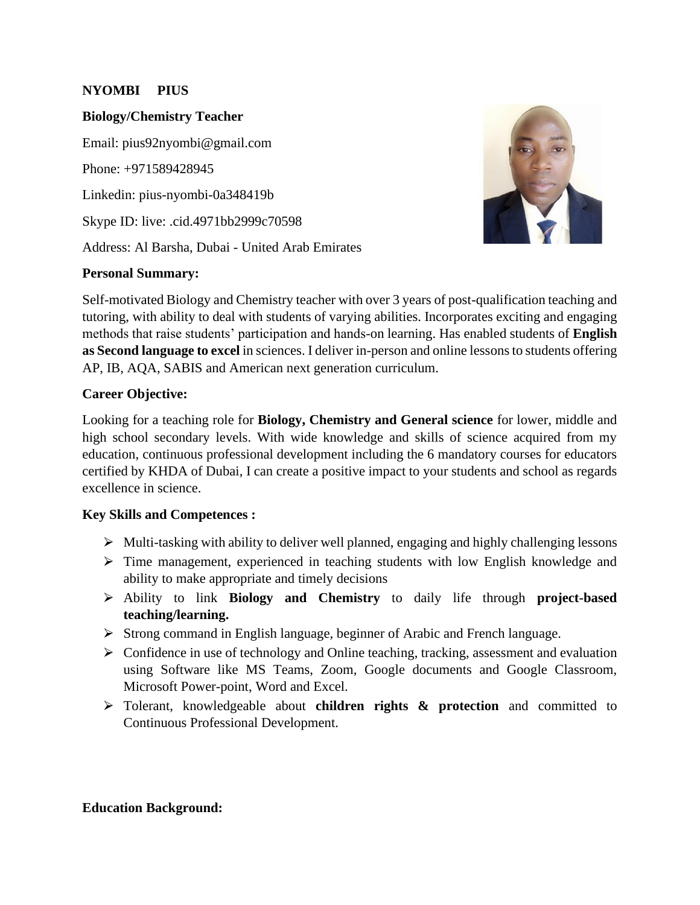**NYOMBI PIUS**

**Biology/Chemistry Teacher**

Email: pius92nyombi@gmail.com

Phone: +971589428945

Linkedin: pius-nyombi-0a348419b

Skype ID: live: .cid.4971bb2999c70598

Address: Al Barsha, Dubai - United Arab Emirates

**Personal Summary:**

Self-motivated Biology and Chemistry teacher with over 3 years of post-qualification teaching and tutoring, with ability to deal with students of varying abilities. Incorporates exciting and engaging methods that raise students' participation and hands-on learning. Has enabled students of **English as Second language to excel** in sciences. I deliver in-person and online lessons to students offering AP, IB, AQA, SABIS and American next generation curriculum.

**Career Objective:**

Looking for a teaching role for **Biology, Chemistry and General science** for lower, middle and high school secondary levels. With wide knowledge and skills of science acquired from my education, continuous professional development including the 6 mandatory courses for educators certified by KHDA of Dubai, I can create a positive impact to your students and school as regards excellence in science.

**Key Skills and Competences :**

- Multi-tasking with ability to deliver well planned, engaging and highly challenging lessons
- Time management, experienced in teaching students with low English knowledge and ability to make appropriate and timely decisions
- Ability to link **Biology and Chemistry** to daily life through **project-based teaching/learning.**
- Strong command in English language, beginner of Arabic and French language.
- Confidence in use of technology and Online teaching, tracking, assessment and evaluation using Software like MS Teams, Zoom, Google documents and Google Classroom, Microsoft Power-point, Word and Excel.
- Tolerant, knowledgeable about **children rights & protection** and committed to Continuous Professional Development.

**Education Background:**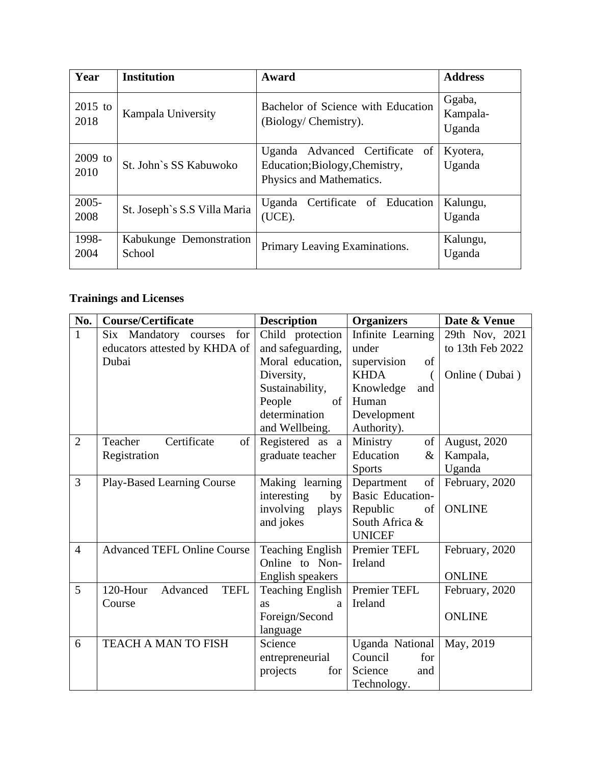| Year | Institution | Award | Address |
|---|---|---|---|
| 2015 to 2018 | Kampala University | Bachelor of Science with Education (Biology/ Chemistry). | Ggaba, Kampala-Uganda |
| 2009 to 2010 | St. John`s SS Kabuwoko | Uganda Advanced Certificate of Education;Biology,Chemistry, Physics and Mathematics. | Kyotera, Uganda |
| 2005-2008 | St. Joseph`s S.S Villa Maria | Uganda Certificate of Education (UCE). | Kalungu, Uganda |
| 1998-2004 | Kabukunge Demonstration School | Primary Leaving Examinations. | Kalungu, Uganda |

**Trainings and Licenses**

| No. | Course/Certificate | Description | Organizers | Date & Venue |
|---|---|---|---|---|
| 1 | Six Mandatory courses for educators attested by KHDA of Dubai | Child protection and safeguarding, Moral education, Diversity, Sustainability, People of determination and Wellbeing. | Infinite Learning under supervision of KHDA ( Knowledge and Human Development Authority). | 29th Nov, 2021 to 13th Feb 2022<br><br>Online ( Dubai ) |
| 2 | Teacher Certificate of Registration | Registered as a graduate teacher | Ministry of Education & Sports | August, 2020 Kampala, Uganda |
| 3 | Play-Based Learning Course | Making learning interesting by involving plays and jokes | Department of Basic Education-Republic of South Africa & UNICEF | February, 2020<br><br>ONLINE |
| 4 | Advanced TEFL Online Course | Teaching English Online to Non-English speakers | Premier TEFL Ireland | February, 2020<br><br>ONLINE |
| 5 | 120-Hour Advanced TEFL Course | Teaching English as a Foreign/Second language | Premier TEFL Ireland | February, 2020<br><br>ONLINE |
| 6 | TEACH A MAN TO FISH | Science entrepreneurial projects for | Uganda National Council for Science and Technology. | May, 2019 |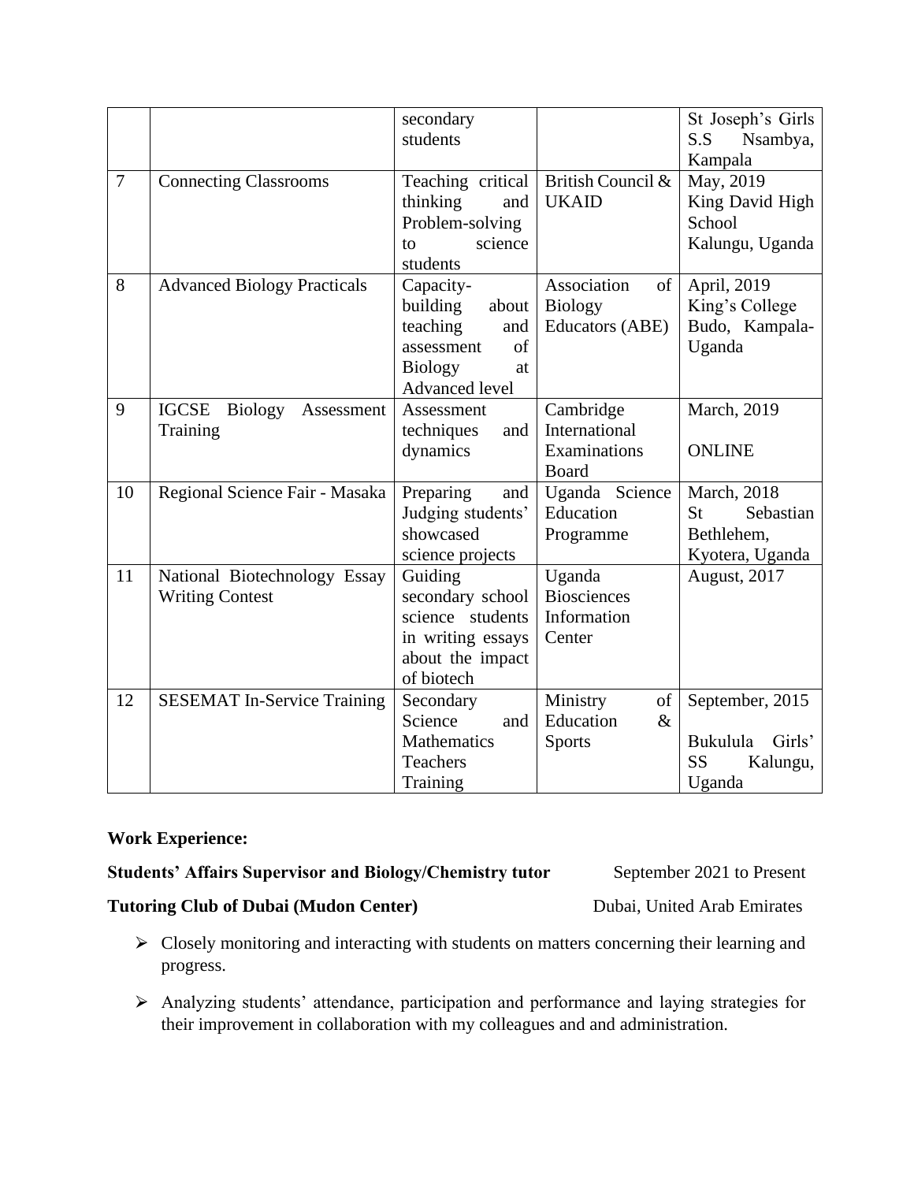| | | secondary students | | St Joseph's Girls S.S Nsambya, Kampala |
|---|---|---|---|---|
| 7 | Connecting Classrooms | Teaching critical thinking and Problem-solving to science students | British Council & UKAID | May, 2019 King David High School Kalungu, Uganda |
| 8 | Advanced Biology Practicals | Capacity-building about teaching and assessment of Biology at Advanced level | Association of Biology Educators (ABE) | April, 2019 King's College Budo, Kampala-Uganda |
| 9 | IGCSE Biology Assessment Training | Assessment techniques and dynamics | Cambridge International Examinations Board | March, 2019<br><br>ONLINE |
| 10 | Regional Science Fair - Masaka | Preparing and Judging students' showcased science projects | Uganda Science Education Programme | March, 2018 St Sebastian Bethlehem, Kyotera, Uganda |
| 11 | National Biotechnology Essay Writing Contest | Guiding secondary school science students in writing essays about the impact of biotech | Uganda Biosciences Information Center | August, 2017 |
| 12 | SESEMAT In-Service Training | Secondary Science and Mathematics Teachers Training | Ministry of Education & Sports | September, 2015<br><br>Bukulula Girls' SS Kalungu, Uganda |

**Work Experience:**

**Students' Affairs Supervisor and Biology/Chemistry tutor** September 2021 to Present

**Tutoring Club of Dubai (Mudon Center)** Dubai, United Arab Emirates

- Closely monitoring and interacting with students on matters concerning their learning and progress.
- Analyzing students' attendance, participation and performance and laying strategies for their improvement in collaboration with my colleagues and and administration.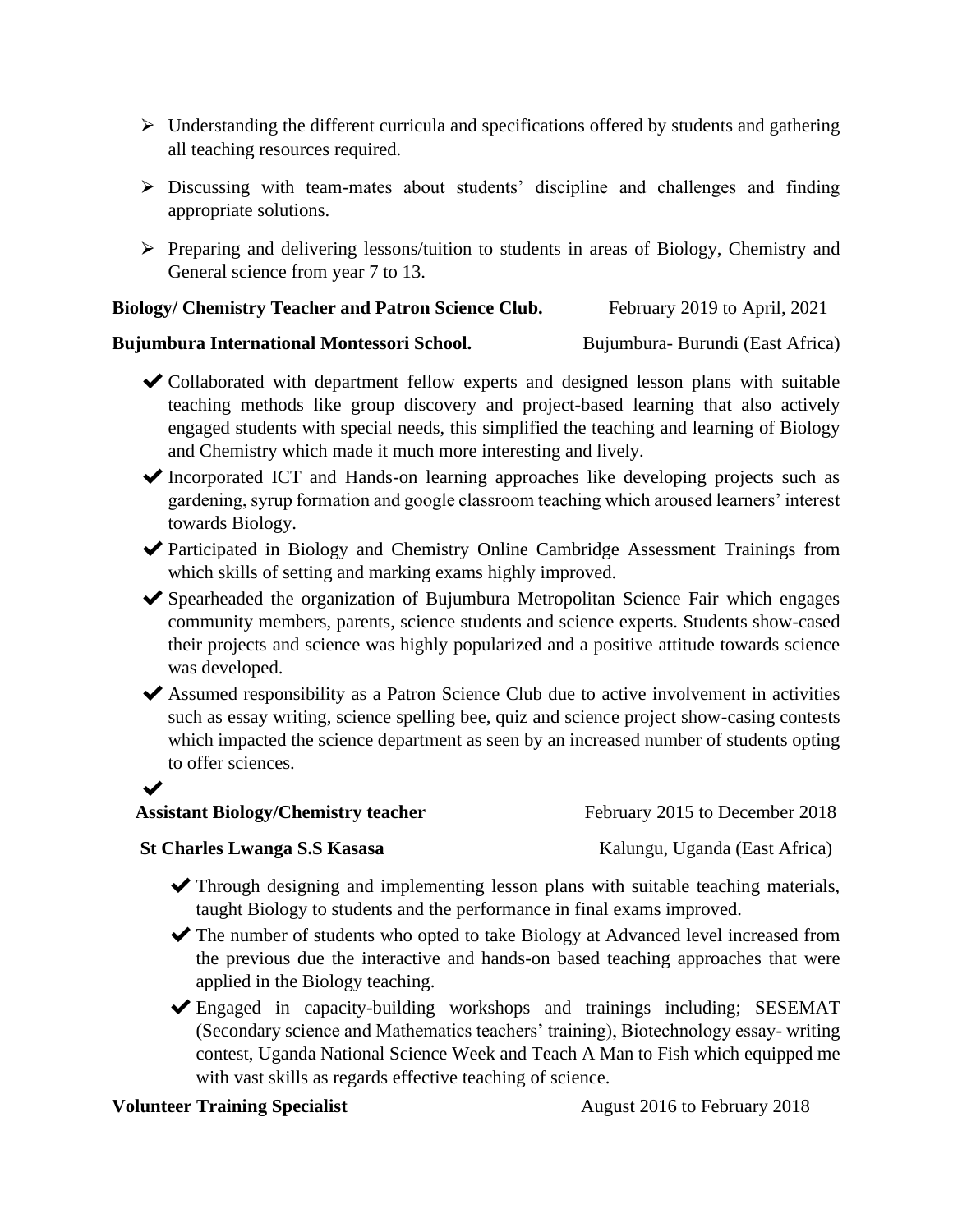- ➢ Understanding the different curricula and specifications offered by students and gathering all teaching resources required.
- ➢ Discussing with team-mates about students' discipline and challenges and finding appropriate solutions.
- ➢ Preparing and delivering lessons/tuition to students in areas of Biology, Chemistry and General science from year 7 to 13.

**Biology/ Chemistry Teacher and Patron Science Club.** February 2019 to April, 2021

**Bujumbura International Montessori School.** Bujumbura- Burundi (East Africa)

- ✔ Collaborated with department fellow experts and designed lesson plans with suitable teaching methods like group discovery and project-based learning that also actively engaged students with special needs, this simplified the teaching and learning of Biology and Chemistry which made it much more interesting and lively.
- ✔ Incorporated ICT and Hands-on learning approaches like developing projects such as gardening, syrup formation and google classroom teaching which aroused learners' interest towards Biology.
- ✔ Participated in Biology and Chemistry Online Cambridge Assessment Trainings from which skills of setting and marking exams highly improved.
- ✔ Spearheaded the organization of Bujumbura Metropolitan Science Fair which engages community members, parents, science students and science experts. Students show-cased their projects and science was highly popularized and a positive attitude towards science was developed.
- ✔ Assumed responsibility as a Patron Science Club due to active involvement in activities such as essay writing, science spelling bee, quiz and science project show-casing contests which impacted the science department as seen by an increased number of students opting to offer sciences.
- ✔

**Assistant Biology/Chemistry teacher** February 2015 to December 2018

**St Charles Lwanga S.S Kasasa** Kalungu, Uganda (East Africa)

- ✔ Through designing and implementing lesson plans with suitable teaching materials, taught Biology to students and the performance in final exams improved.
- ✔ The number of students who opted to take Biology at Advanced level increased from the previous due the interactive and hands-on based teaching approaches that were applied in the Biology teaching.
- ✔ Engaged in capacity-building workshops and trainings including; SESEMAT (Secondary science and Mathematics teachers' training), Biotechnology essay- writing contest, Uganda National Science Week and Teach A Man to Fish which equipped me with vast skills as regards effective teaching of science.

**Volunteer Training Specialist** August 2016 to February 2018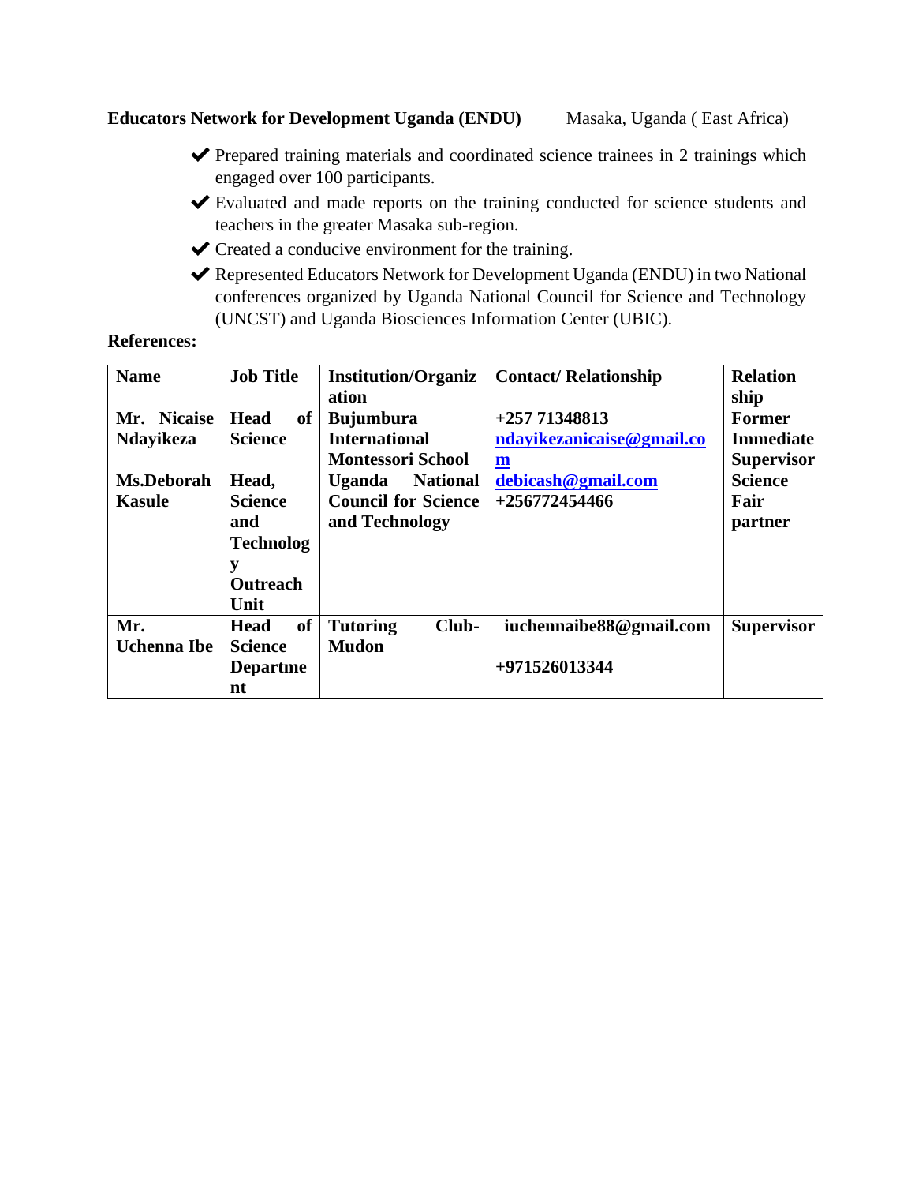**Educators Network for Development Uganda (ENDU)** Masaka, Uganda ( East Africa)

- ✔ Prepared training materials and coordinated science trainees in 2 trainings which engaged over 100 participants.
- ✔ Evaluated and made reports on the training conducted for science students and teachers in the greater Masaka sub-region.
- ✔ Created a conducive environment for the training.
- ✔ Represented Educators Network for Development Uganda (ENDU) in two National conferences organized by Uganda National Council for Science and Technology (UNCST) and Uganda Biosciences Information Center (UBIC).

**References:**

| Name | Job Title | Institution/Organization | Contact/ Relationship | Relationship |
|---|---|---|---|---|
| **Mr. Nicaise Ndayikeza** | **Head of Science** | **Bujumbura International Montessori School** | **+257 71348813** **ndayikezanicaise@gmail.com** | **Former Immediate Supervisor** |
| **Ms.Deborah Kasule** | **Head, Science and Technology Outreach Unit** | **Uganda National Council for Science and Technology** | **debicash@gmail.com** **+256772454466** | **Science Fair partner** |
| **Mr. Uchenna Ibe** | **Head of Science Department** | **Tutoring Club-Mudon** | **iuchennaibe88@gmail.com** **+971526013344** | **Supervisor** |